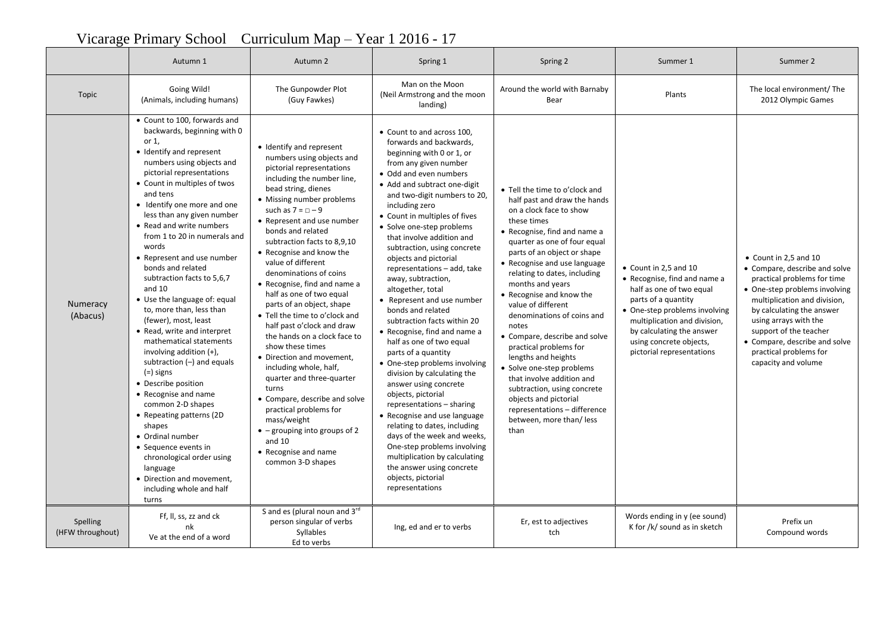# Vicarage Primary School Curriculum Map – Year 1 2016 - 17

| | Autumn 1 | Autumn 2 | Spring 1 | Spring 2 | Summer 1 | Summer 2 |
|---|---|---|---|---|---|---|
| Topic | Going Wild! (Animals, including humans) | The Gunpowder Plot (Guy Fawkes) | Man on the Moon (Neil Armstrong and the moon landing) | Around the world with Barnaby Bear | Plants | The local environment/ The 2012 Olympic Games |
| Numeracy (Abacus) | • Count to 100, forwards and backwards, beginning with 0 or 1,<br>• Identify and represent numbers using objects and pictorial representations<br>• Count in multiples of twos and tens<br>• Identify one more and one less than any given number<br>• Read and write numbers from 1 to 20 in numerals and words<br>• Represent and use number bonds and related subtraction facts to 5,6,7 and 10<br>• Use the language of: equal to, more than, less than (fewer), most, least<br>• Read, write and interpret mathematical statements involving addition (+), subtraction (–) and equals (=) signs<br>• Describe position<br>• Recognise and name common 2-D shapes<br>• Repeating patterns (2D shapes<br>• Ordinal number<br>• Sequence events in chronological order using language<br>• Direction and movement, including whole and half turns | • Identify and represent numbers using objects and pictorial representations including the number line, bead string, dienes<br>• Missing number problems such as $7 = \square - 9$<br>• Represent and use number bonds and related subtraction facts to 8,9,10<br>• Recognise and know the value of different denominations of coins<br>• Recognise, find and name a half as one of two equal parts of an object, shape<br>• Tell the time to o'clock and half past o'clock and draw the hands on a clock face to show these times<br>• Direction and movement, including whole, half, quarter and three-quarter turns<br>• Compare, describe and solve practical problems for mass/weight<br>• – grouping into groups of 2 and 10<br>• Recognise and name common 3-D shapes | • Count to and across 100, forwards and backwards, beginning with 0 or 1, or from any given number<br>• Odd and even numbers<br>• Add and subtract one-digit and two-digit numbers to 20, including zero<br>• Count in multiples of fives<br>• Solve one-step problems that involve addition and subtraction, using concrete objects and pictorial representations – add, take away, subtraction, altogether, total<br>• Represent and use number bonds and related subtraction facts within 20<br>• Recognise, find and name a half as one of two equal parts of a quantity<br>• One-step problems involving division by calculating the answer using concrete objects, pictorial representations – sharing<br>• Recognise and use language relating to dates, including days of the week and weeks, One-step problems involving multiplication by calculating the answer using concrete objects, pictorial representations | • Tell the time to o'clock and half past and draw the hands on a clock face to show these times<br>• Recognise, find and name a quarter as one of four equal parts of an object or shape<br>• Recognise and use language relating to dates, including months and years<br>• Recognise and know the value of different denominations of coins and notes<br>• Compare, describe and solve practical problems for lengths and heights<br>• Solve one-step problems that involve addition and subtraction, using concrete objects and pictorial representations – difference between, more than/ less than | • Count in 2,5 and 10<br>• Recognise, find and name a half as one of two equal parts of a quantity<br>• One-step problems involving multiplication and division, by calculating the answer using concrete objects, pictorial representations | • Count in 2,5 and 10<br>• Compare, describe and solve practical problems for time<br>• One-step problems involving multiplication and division, by calculating the answer using arrays with the support of the teacher<br>• Compare, describe and solve practical problems for capacity and volume |
| Spelling (HFW throughout) | Ff, ll, ss, zz and ck<br>nk<br>Ve at the end of a word | S and es (plural noun and 3rd person singular of verbs<br>Syllables<br>Ed to verbs | Ing, ed and er to verbs | Er, est to adjectives<br>tch | Words ending in y (ee sound)<br>K for /k/ sound as in sketch | Prefix un<br>Compound words |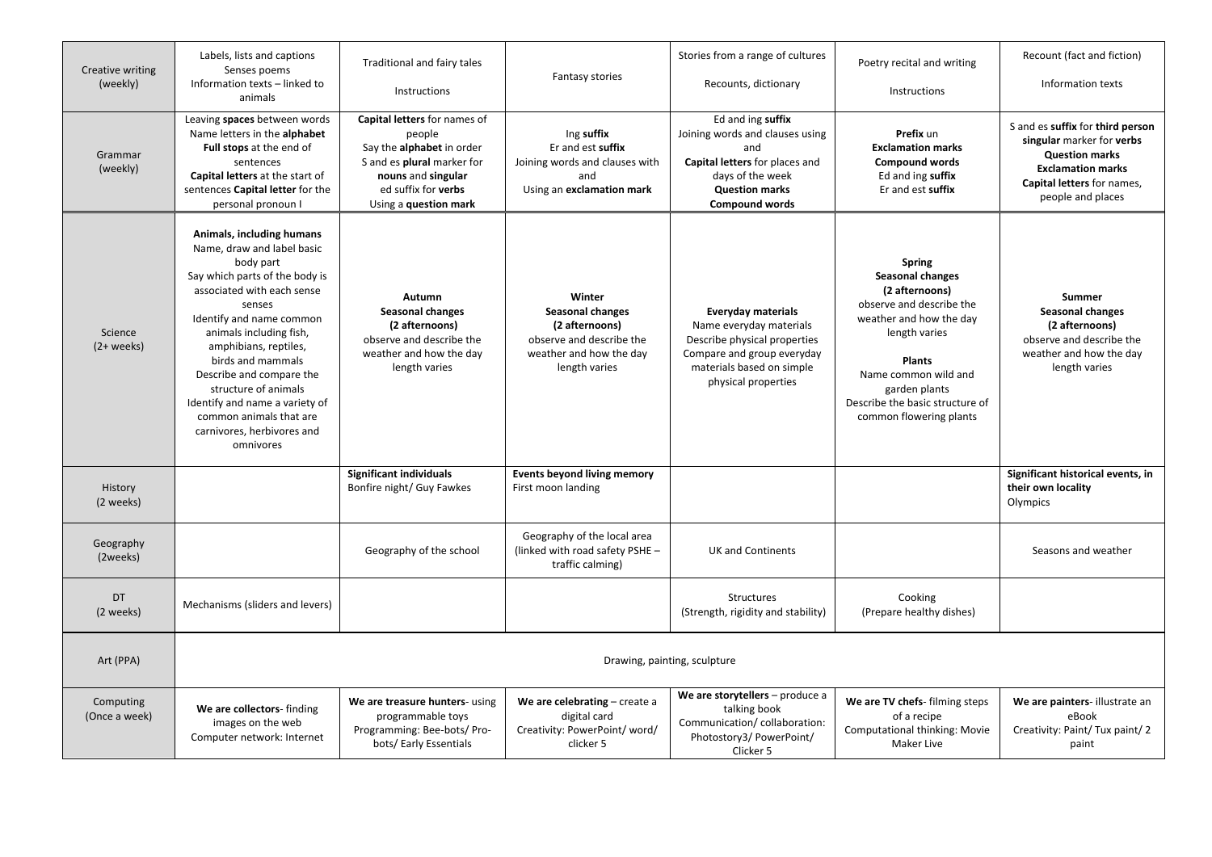| Creative writing (weekly) | Labels, lists and captions<br>Senses poems<br>Information texts – linked to animals | Traditional and fairy tales<br><br>Instructions | Fantasy stories | Stories from a range of cultures<br><br>Recounts, dictionary | Poetry recital and writing<br><br>Instructions | Recount (fact and fiction)<br><br>Information texts |
|---|---|---|---|---|---|---|
| Grammar (weekly) | Leaving **spaces** between words<br>Name letters in the **alphabet**<br>**Full stops** at the end of sentences<br>**Capital letters** at the start of sentences **Capital letter** for the personal pronoun I | **Capital letters** for names of people<br>Say the **alphabet** in order<br>S and es **plural** marker for **nouns** and **singular**<br>ed suffix for **verbs**<br>Using a **question mark** | Ing **suffix**<br>Er and est **suffix**<br>Joining words and clauses with and<br>Using an **exclamation mark** | Ed and ing **suffix**<br>Joining words and clauses using and<br>**Capital letters** for places and days of the week<br>**Question marks**<br>**Compound words** | **Prefix** un<br>**Exclamation marks**<br>**Compound words**<br>Ed and ing **suffix**<br>Er and est **suffix** | S and es **suffix** for **third person singular** marker for **verbs**<br>**Question marks**<br>**Exclamation marks**<br>**Capital letters** for names, people and places |
| Science (2+ weeks) | **Animals, including humans**<br>Name, draw and label basic body part<br>Say which parts of the body is associated with each sense senses<br>Identify and name common animals including fish, amphibians, reptiles, birds and mammals<br>Describe and compare the structure of animals<br>Identify and name a variety of common animals that are carnivores, herbivores and omnivores | **Autumn**<br>**Seasonal changes**<br>**(2 afternoons)**<br>observe and describe the weather and how the day length varies | **Winter**<br>**Seasonal changes**<br>**(2 afternoons)**<br>observe and describe the weather and how the day length varies | **Everyday materials**<br>Name everyday materials<br>Describe physical properties<br>Compare and group everyday materials based on simple physical properties | **Spring**<br>**Seasonal changes**<br>**(2 afternoons)**<br>observe and describe the weather and how the day length varies<br><br>**Plants**<br>Name common wild and garden plants<br>Describe the basic structure of common flowering plants | **Summer**<br>**Seasonal changes**<br>**(2 afternoons)**<br>observe and describe the weather and how the day length varies |
| History (2 weeks) | | **Significant individuals**<br>Bonfire night/ Guy Fawkes | **Events beyond living memory**<br>First moon landing | | | **Significant historical events, in their own locality**<br>Olympics |
| Geography (2weeks) | | Geography of the school | Geography of the local area (linked with road safety PSHE – traffic calming) | UK and Continents | | Seasons and weather |
| DT (2 weeks) | Mechanisms (sliders and levers) | | | Structures<br>(Strength, rigidity and stability) | Cooking<br>(Prepare healthy dishes) | |
| Art (PPA) | Drawing, painting, sculpture | | | | | |
| Computing (Once a week) | **We are collectors**- finding images on the web<br>Computer network: Internet | **We are treasure hunters**- using programmable toys<br>Programming: Bee-bots/ Pro-bots/ Early Essentials | **We are celebrating** – create a digital card<br>Creativity: PowerPoint/ word/ clicker 5 | **We are storytellers** – produce a talking book<br>Communication/ collaboration: Photostory3/ PowerPoint/ Clicker 5 | **We are TV chefs**- filming steps of a recipe<br>Computational thinking: Movie Maker Live | **We are painters**- illustrate an eBook<br>Creativity: Paint/ Tux paint/ 2 paint |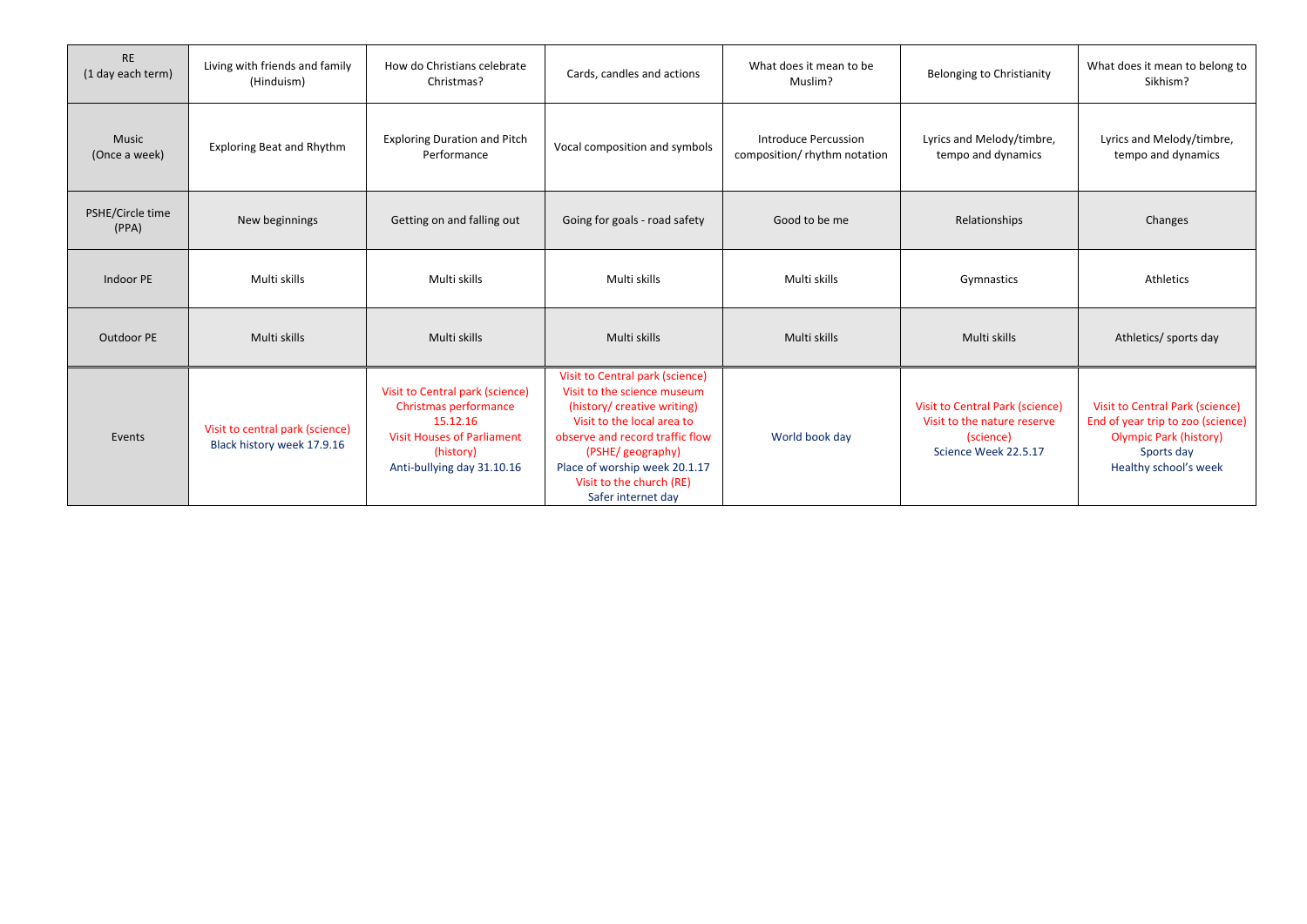| | | | | | | |
|---|---|---|---|---|---|---|
| RE<br>(1 day each term) | Living with friends and family (Hinduism) | How do Christians celebrate Christmas? | Cards, candles and actions | What does it mean to be Muslim? | Belonging to Christianity | What does it mean to belong to Sikhism? |
| Music<br>(Once a week) | Exploring Beat and Rhythm | Exploring Duration and Pitch Performance | Vocal composition and symbols | Introduce Percussion composition/ rhythm notation | Lyrics and Melody/timbre, tempo and dynamics | Lyrics and Melody/timbre, tempo and dynamics |
| PSHE/Circle time (PPA) | New beginnings | Getting on and falling out | Going for goals - road safety | Good to be me | Relationships | Changes |
| Indoor PE | Multi skills | Multi skills | Multi skills | Multi skills | Gymnastics | Athletics |
| Outdoor PE | Multi skills | Multi skills | Multi skills | Multi skills | Multi skills | Athletics/ sports day |
| Events | Visit to central park (science)<br>Black history week 17.9.16 | Visit to Central park (science)<br>Christmas performance 15.12.16<br>Visit Houses of Parliament (history)<br>Anti-bullying day 31.10.16 | Visit to Central park (science)<br>Visit to the science museum (history/ creative writing)<br>Visit to the local area to observe and record traffic flow (PSHE/ geography)<br>Place of worship week 20.1.17<br>Visit to the church (RE)<br>Safer internet day | World book day | Visit to Central Park (science)<br>Visit to the nature reserve (science)<br>Science Week 22.5.17 | Visit to Central Park (science)<br>End of year trip to zoo (science)<br>Olympic Park (history)<br>Sports day<br>Healthy school's week |